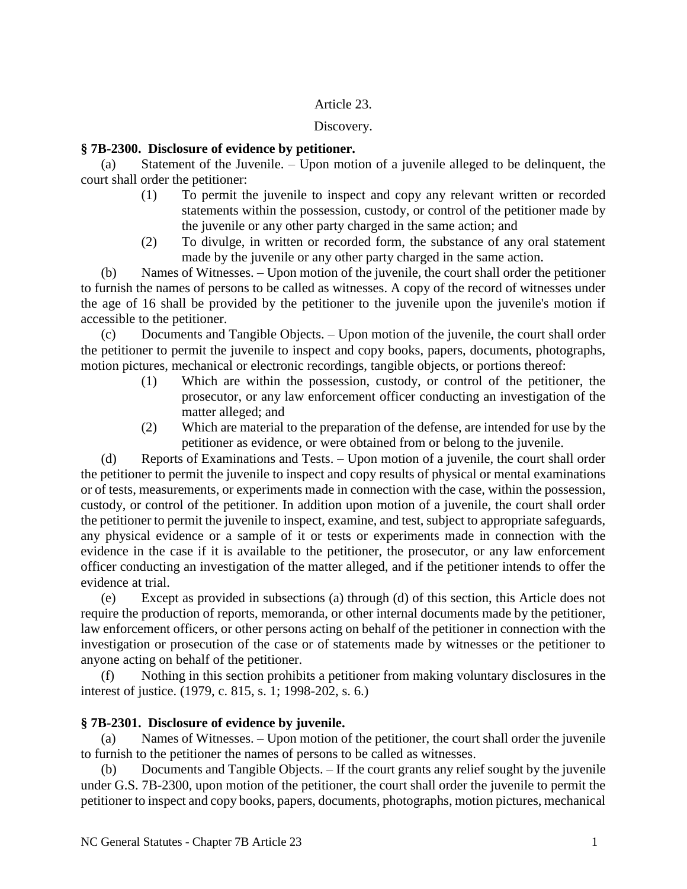Article 23.

Discovery.

**§ 7B-2300. Disclosure of evidence by petitioner.**

(a) Statement of the Juvenile. – Upon motion of a juvenile alleged to be delinquent, the court shall order the petitioner:

(1) To permit the juvenile to inspect and copy any relevant written or recorded statements within the possession, custody, or control of the petitioner made by the juvenile or any other party charged in the same action; and

(2) To divulge, in written or recorded form, the substance of any oral statement made by the juvenile or any other party charged in the same action.

(b) Names of Witnesses. – Upon motion of the juvenile, the court shall order the petitioner to furnish the names of persons to be called as witnesses. A copy of the record of witnesses under the age of 16 shall be provided by the petitioner to the juvenile upon the juvenile's motion if accessible to the petitioner.

(c) Documents and Tangible Objects. – Upon motion of the juvenile, the court shall order the petitioner to permit the juvenile to inspect and copy books, papers, documents, photographs, motion pictures, mechanical or electronic recordings, tangible objects, or portions thereof:

(1) Which are within the possession, custody, or control of the petitioner, the prosecutor, or any law enforcement officer conducting an investigation of the matter alleged; and

(2) Which are material to the preparation of the defense, are intended for use by the petitioner as evidence, or were obtained from or belong to the juvenile.

(d) Reports of Examinations and Tests. – Upon motion of a juvenile, the court shall order the petitioner to permit the juvenile to inspect and copy results of physical or mental examinations or of tests, measurements, or experiments made in connection with the case, within the possession, custody, or control of the petitioner. In addition upon motion of a juvenile, the court shall order the petitioner to permit the juvenile to inspect, examine, and test, subject to appropriate safeguards, any physical evidence or a sample of it or tests or experiments made in connection with the evidence in the case if it is available to the petitioner, the prosecutor, or any law enforcement officer conducting an investigation of the matter alleged, and if the petitioner intends to offer the evidence at trial.

(e) Except as provided in subsections (a) through (d) of this section, this Article does not require the production of reports, memoranda, or other internal documents made by the petitioner, law enforcement officers, or other persons acting on behalf of the petitioner in connection with the investigation or prosecution of the case or of statements made by witnesses or the petitioner to anyone acting on behalf of the petitioner.

(f) Nothing in this section prohibits a petitioner from making voluntary disclosures in the interest of justice. (1979, c. 815, s. 1; 1998-202, s. 6.)

**§ 7B-2301. Disclosure of evidence by juvenile.**

(a) Names of Witnesses. – Upon motion of the petitioner, the court shall order the juvenile to furnish to the petitioner the names of persons to be called as witnesses.

(b) Documents and Tangible Objects. – If the court grants any relief sought by the juvenile under G.S. 7B-2300, upon motion of the petitioner, the court shall order the juvenile to permit the petitioner to inspect and copy books, papers, documents, photographs, motion pictures, mechanical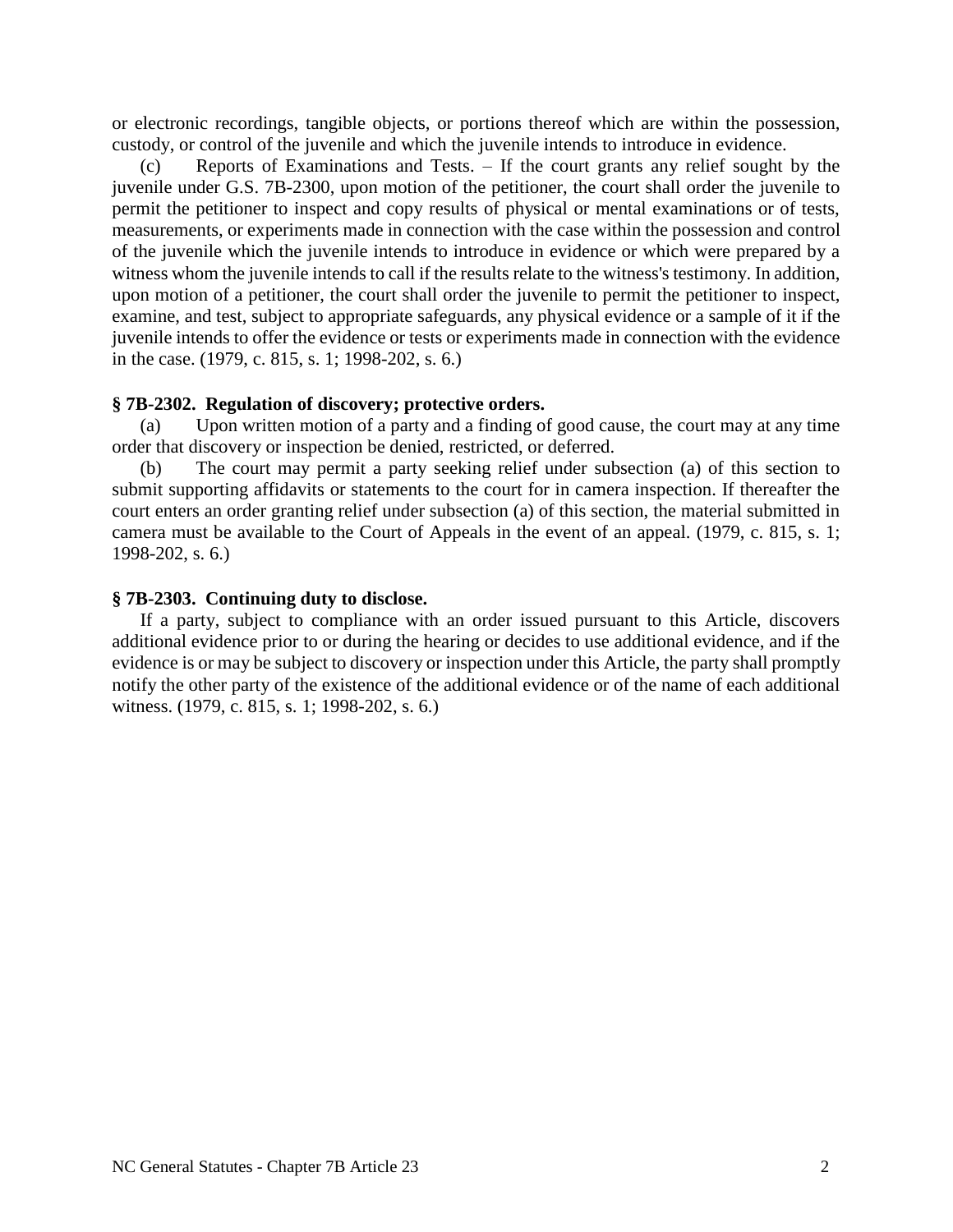or electronic recordings, tangible objects, or portions thereof which are within the possession, custody, or control of the juvenile and which the juvenile intends to introduce in evidence.

(c) Reports of Examinations and Tests. – If the court grants any relief sought by the juvenile under G.S. 7B-2300, upon motion of the petitioner, the court shall order the juvenile to permit the petitioner to inspect and copy results of physical or mental examinations or of tests, measurements, or experiments made in connection with the case within the possession and control of the juvenile which the juvenile intends to introduce in evidence or which were prepared by a witness whom the juvenile intends to call if the results relate to the witness's testimony. In addition, upon motion of a petitioner, the court shall order the juvenile to permit the petitioner to inspect, examine, and test, subject to appropriate safeguards, any physical evidence or a sample of it if the juvenile intends to offer the evidence or tests or experiments made in connection with the evidence in the case. (1979, c. 815, s. 1; 1998-202, s. 6.)

**§ 7B-2302. Regulation of discovery; protective orders.**

(a) Upon written motion of a party and a finding of good cause, the court may at any time order that discovery or inspection be denied, restricted, or deferred.

(b) The court may permit a party seeking relief under subsection (a) of this section to submit supporting affidavits or statements to the court for in camera inspection. If thereafter the court enters an order granting relief under subsection (a) of this section, the material submitted in camera must be available to the Court of Appeals in the event of an appeal. (1979, c. 815, s. 1; 1998-202, s. 6.)

**§ 7B-2303. Continuing duty to disclose.**

If a party, subject to compliance with an order issued pursuant to this Article, discovers additional evidence prior to or during the hearing or decides to use additional evidence, and if the evidence is or may be subject to discovery or inspection under this Article, the party shall promptly notify the other party of the existence of the additional evidence or of the name of each additional witness. (1979, c. 815, s. 1; 1998-202, s. 6.)